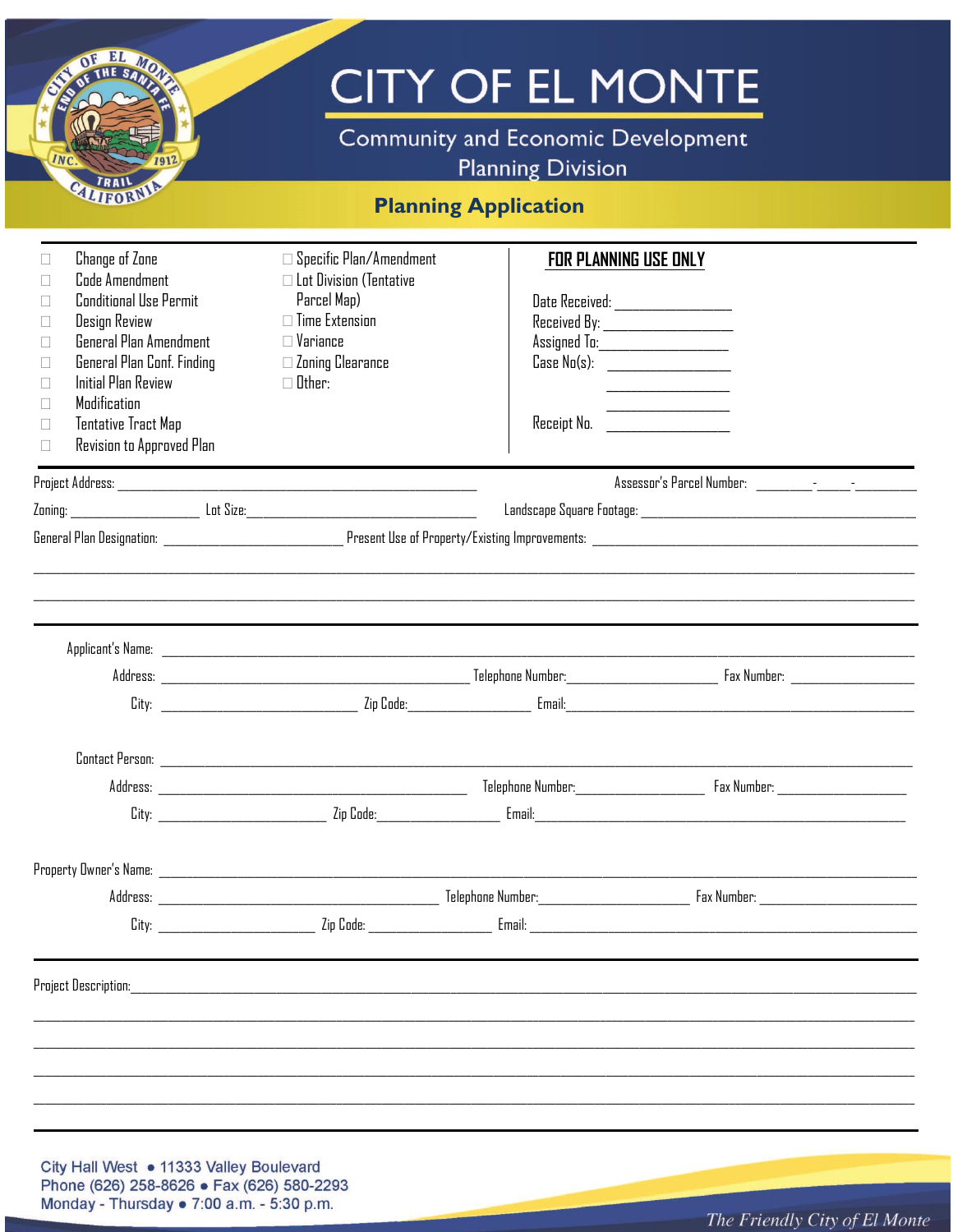# CITY OF EL MONTE

## Community and Economic Development
## Planning Division

## Planning Application

- ☐ Change of Zone
- ☐ Code Amendment
- ☐ Conditional Use Permit
- ☐ Design Review
- ☐ General Plan Amendment
- ☐ General Plan Conf. Finding
- ☐ Initial Plan Review
- ☐ Modification
- ☐ Tentative Tract Map
- ☐ Revision to Approved Plan
- ☐ Specific Plan/Amendment
- ☐ Lot Division (Tentative Parcel Map)
- ☐ Time Extension
- ☐ Variance
- ☐ Zoning Clearance
- ☐ Other:

**FOR PLANNING USE ONLY**

Date Received: ______________

Received By: ______________

Assigned To: ______________

Case No(s): ______________

______________

______________

Receipt No. ______________

Project Address: ______________________________ Assessor's Parcel Number: ______-_____-______

Zoning: ______________ Lot Size: ______________ Landscape Square Footage: ______________

General Plan Designation: ______________ Present Use of Property/Existing Improvements: ______________

________________________________________________________________

________________________________________________________________

Applicant's Name: ______________________________________________

Address: ______________________ Telephone Number: ______________ Fax Number: ______________

City: ______________ Zip Code: ______________ Email: ______________

Contact Person: ______________________________________________

Address: ______________________ Telephone Number: ______________ Fax Number: ______________

City: ______________ Zip Code: ______________ Email: ______________

Property Owner's Name: ______________________________________________

Address: ______________________ Telephone Number: ______________ Fax Number: ______________

City: ______________ Zip Code: ______________ Email: ______________

Project Description: ______________________________________________

________________________________________________________________

________________________________________________________________

________________________________________________________________

________________________________________________________________

City Hall West • 11333 Valley Boulevard
Phone (626) 258-8626 • Fax (626) 580-2293
Monday - Thursday • 7:00 a.m. - 5:30 p.m.

*The Friendly City of El Monte*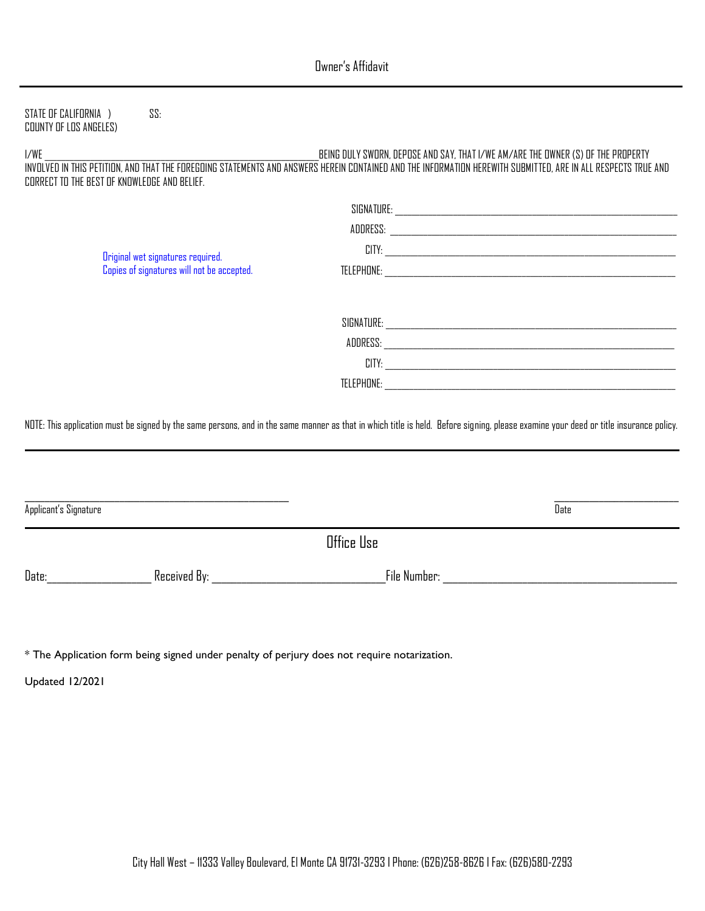# Owner's Affidavit

STATE OF CALIFORNIA ) SS:
COUNTY OF LOS ANGELES)

I/WE ______________________________ BEING DULY SWORN, DEPOSE AND SAY, THAT I/WE AM/ARE THE OWNER (S) OF THE PROPERTY INVOLVED IN THIS PETITION, AND THAT THE FOREGOING STATEMENTS AND ANSWERS HEREIN CONTAINED AND THE INFORMATION HEREWITH SUBMITTED, ARE IN ALL RESPECTS TRUE AND CORRECT TO THE BEST OF KNOWLEDGE AND BELIEF.

Original wet signatures required.
Copies of signatures will not be accepted.

SIGNATURE: ______________________________

ADDRESS: ______________________________

CITY: ______________________________

TELEPHONE: ______________________________

SIGNATURE: ______________________________

ADDRESS: ______________________________

CITY: ______________________________

TELEPHONE: ______________________________

NOTE: This application must be signed by the same persons, and in the same manner as that in which title is held. Before signing, please examine your deed or title insurance policy.

______________________________ ______________
Applicant's Signature Date

## Office Use

Date: ______________ Received By: ______________________ File Number: ______________________

* The Application form being signed under penalty of perjury does not require notarization.

Updated 12/2021

City Hall West – 11333 Valley Boulevard, El Monte CA 91731-3293 | Phone: (626)258-8626 | Fax: (626)580-2293